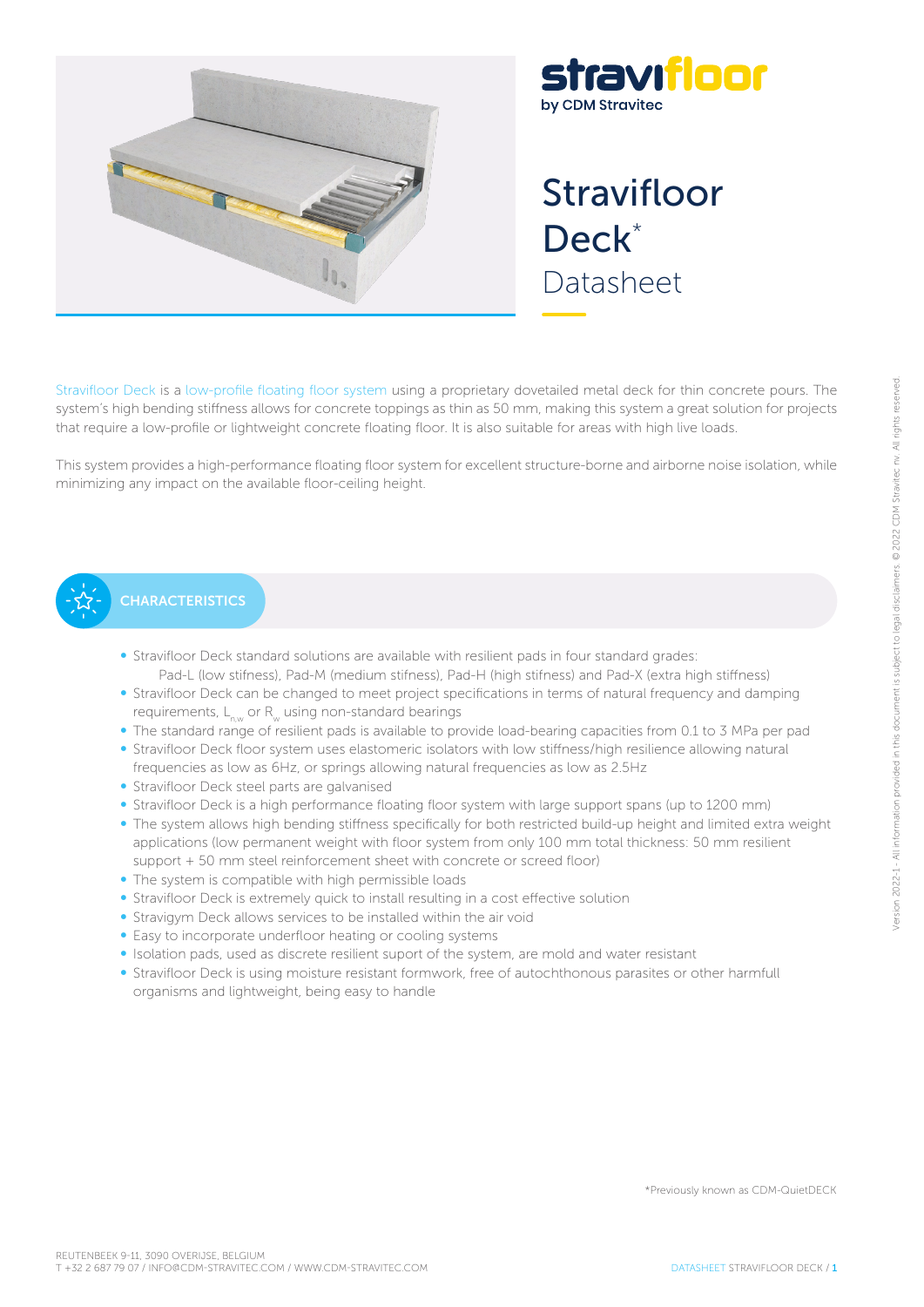# Stravifloor Deck*

## Datasheet

Stravifloor Deck is a low-profile floating floor system using a proprietary dovetailed metal deck for thin concrete pours. The system's high bending stiffness allows for concrete toppings as thin as 50 mm, making this system a great solution for projects that require a low-profile or lightweight concrete floating floor. It is also suitable for areas with high live loads.

This system provides a high-performance floating floor system for excellent structure-borne and airborne noise isolation, while minimizing any impact on the available floor-ceiling height.

## CHARACTERISTICS

- Stravifloor Deck standard solutions are available with resilient pads in four standard grades: Pad-L (low stifness), Pad-M (medium stifness), Pad-H (high stifness) and Pad-X (extra high stiffness)
- Stravifloor Deck can be changed to meet project specifications in terms of natural frequency and damping requirements, $L_{n,w}$ or $R_w$ using non-standard bearings
- The standard range of resilient pads is available to provide load-bearing capacities from 0.1 to 3 MPa per pad
- Stravifloor Deck floor system uses elastomeric isolators with low stiffness/high resilience allowing natural frequencies as low as 6Hz, or springs allowing natural frequencies as low as 2.5Hz
- Stravifloor Deck steel parts are galvanised
- Stravifloor Deck is a high performance floating floor system with large support spans (up to 1200 mm)
- The system allows high bending stiffness specifically for both restricted build-up height and limited extra weight applications (low permanent weight with floor system from only 100 mm total thickness: 50 mm resilient support + 50 mm steel reinforcement sheet with concrete or screed floor)
- The system is compatible with high permissible loads
- Stravifloor Deck is extremely quick to install resulting in a cost effective solution
- Stravigym Deck allows services to be installed within the air void
- Easy to incorporate underfloor heating or cooling systems
- Isolation pads, used as discrete resilient suport of the system, are mold and water resistant
- Stravifloor Deck is using moisture resistant formwork, free of autochthonous parasites or other harmfull organisms and lightweight, being easy to handle

*Previously known as CDM-QuietDECK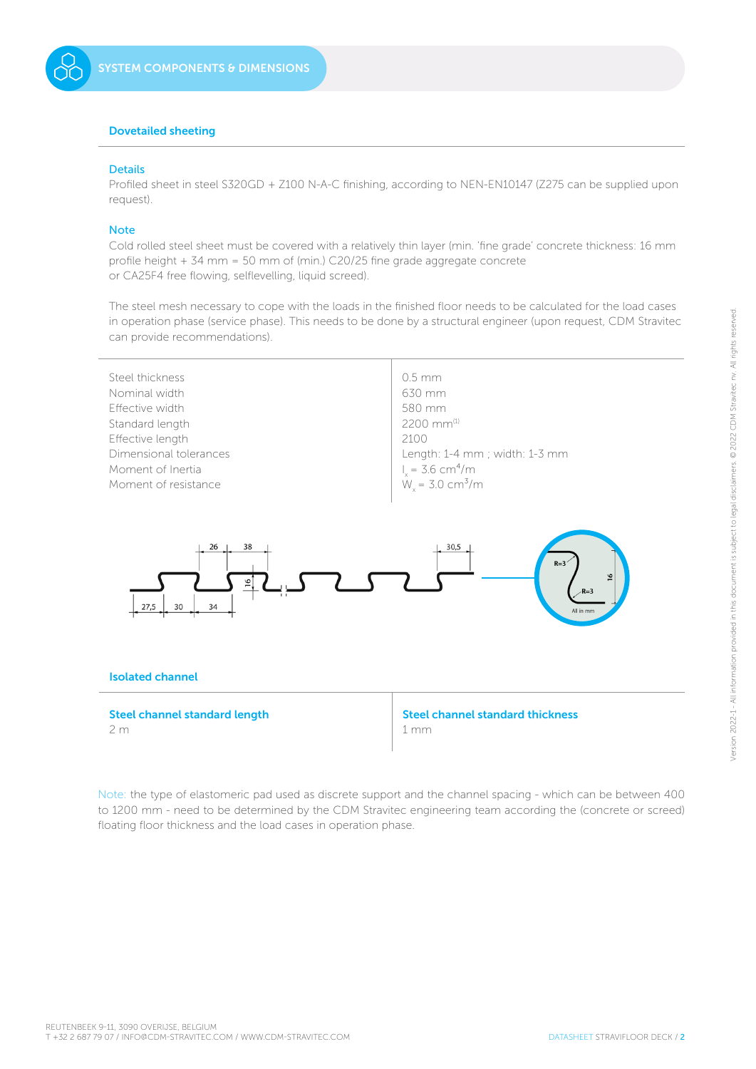## SYSTEM COMPONENTS & DIMENSIONS

### Dovetailed sheeting

**Details**

Profiled sheet in steel S320GD + Z100 N-A-C finishing, according to NEN-EN10147 (Z275 can be supplied upon request).

**Note**

Cold rolled steel sheet must be covered with a relatively thin layer (min. 'fine grade' concrete thickness: 16 mm profile height + 34 mm = 50 mm of (min.) C20/25 fine grade aggregate concrete or CA25F4 free flowing, selflevelling, liquid screed).

The steel mesh necessary to cope with the loads in the finished floor needs to be calculated for the load cases in operation phase (service phase). This needs to be done by a structural engineer (upon request, CDM Stravitec can provide recommendations).

| | |
|---|---|
| Steel thickness | 0.5 mm |
| Nominal width | 630 mm |
| Effective width | 580 mm |
| Standard length | 2200 mm[1] |
| Effective length | 2100 |
| Dimensional tolerances | Length: 1-4 mm ; width: 1-3 mm |
| Moment of Inertia | $I_x$ = 3.6 $cm^4/m$ |
| Moment of resistance | $W_x$ = 3.0 $cm^3/m$ |

### Isolated channel

| Steel channel standard length | Steel channel standard thickness |
|---|---|
| 2 m | 1 mm |

Note: the type of elastomeric pad used as discrete support and the channel spacing - which can be between 400 to 1200 mm - need to be determined by the CDM Stravitec engineering team according the (concrete or screed) floating floor thickness and the load cases in operation phase.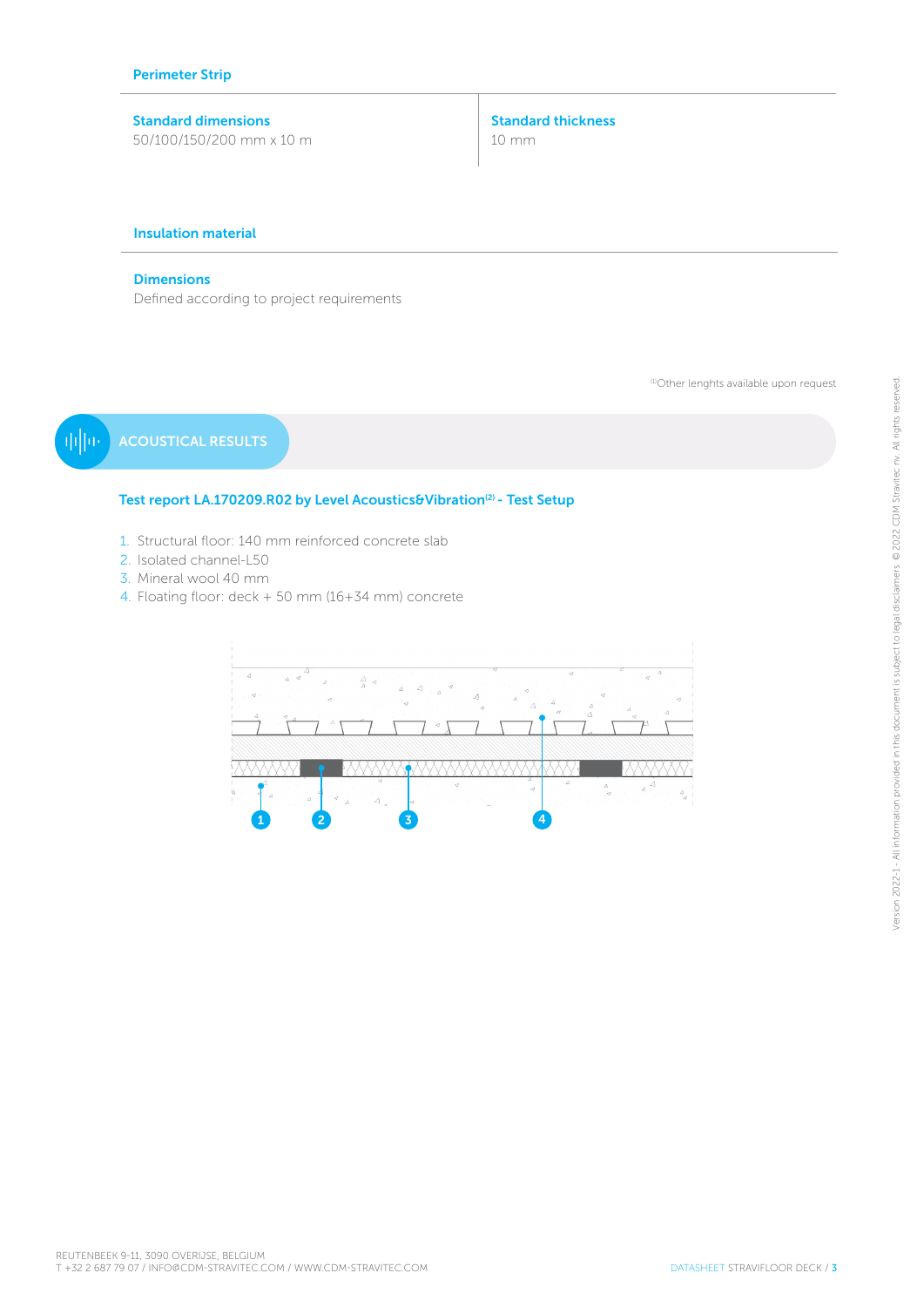## Perimeter Strip

| Standard dimensions | Standard thickness |
| --- | --- |
| 50/100/150/200 mm x 10 m | 10 mm |

## Insulation material

**Dimensions**

Defined according to project requirements

[1]Other lenghts available upon request

## ACOUSTICAL RESULTS

### Test report LA.170209.R02 by Level Acoustics&Vibration[2] - Test Setup

1. Structural floor: 140 mm reinforced concrete slab
2. Isolated channel-L50
3. Mineral wool 40 mm
4. Floating floor: deck + 50 mm (16+34 mm) concrete

1 2 3 4

Version 2022-1 - All information provided in this document is subject to legal disclaimers. © 2022 CDM Stravitec nv. All rights reserved.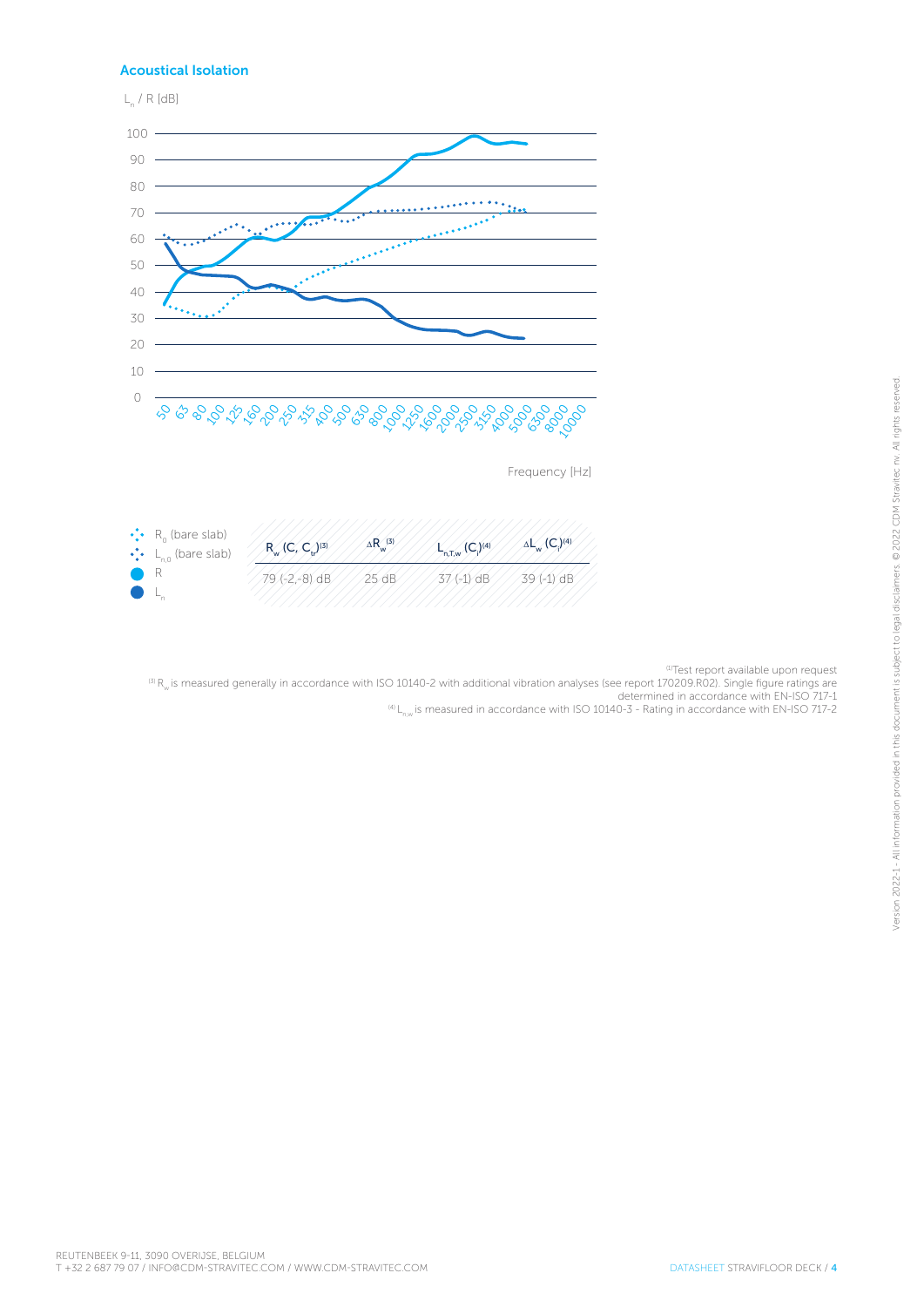## Acoustical Isolation

$L_n$ / R [dB]

100
90
80
70
60
50
40
30
20
10
0

50 63 80 100 125 160 200 250 315 400 500 630 800 1000 1250 1600 2000 2500 3150 4000 5000 6300 8000 10000

Frequency [Hz]

- $R_0$ (bare slab)
- $L_{n,0}$ (bare slab)
- R
- $L_n$

| $R_w$ $(C, C_{tr})$ (3) | $\Delta R_w$ (3) | $L_{n,T,w}$ $(C_I)$ (4) | $\Delta L_w$ $(C_I)$ (4) |
|---|---|---|---|
| 79 (-2,-8) dB | 25 dB | 37 (-1) dB | 39 (-1) dB |

(1) Test report available upon request

(3) $R_w$ is measured generally in accordance with ISO 10140-2 with additional vibration analyses (see report 170209.R02). Single figure ratings are determined in accordance with EN-ISO 717-1

(4) $L_{n,w}$ is measured in accordance with ISO 10140-3 - Rating in accordance with EN-ISO 717-2

Version 2022-1 - All information provided in this document is subject to legal disclaimers. © 2022 CDM Stravitec nv. All rights reserved.

REUTENBEEK 9-11, 3090 OVERIJSE, BELGIUM
T +32 2 687 79 07 / INFO@CDM-STRAVITEC.COM / WWW.CDM-STRAVITEC.COM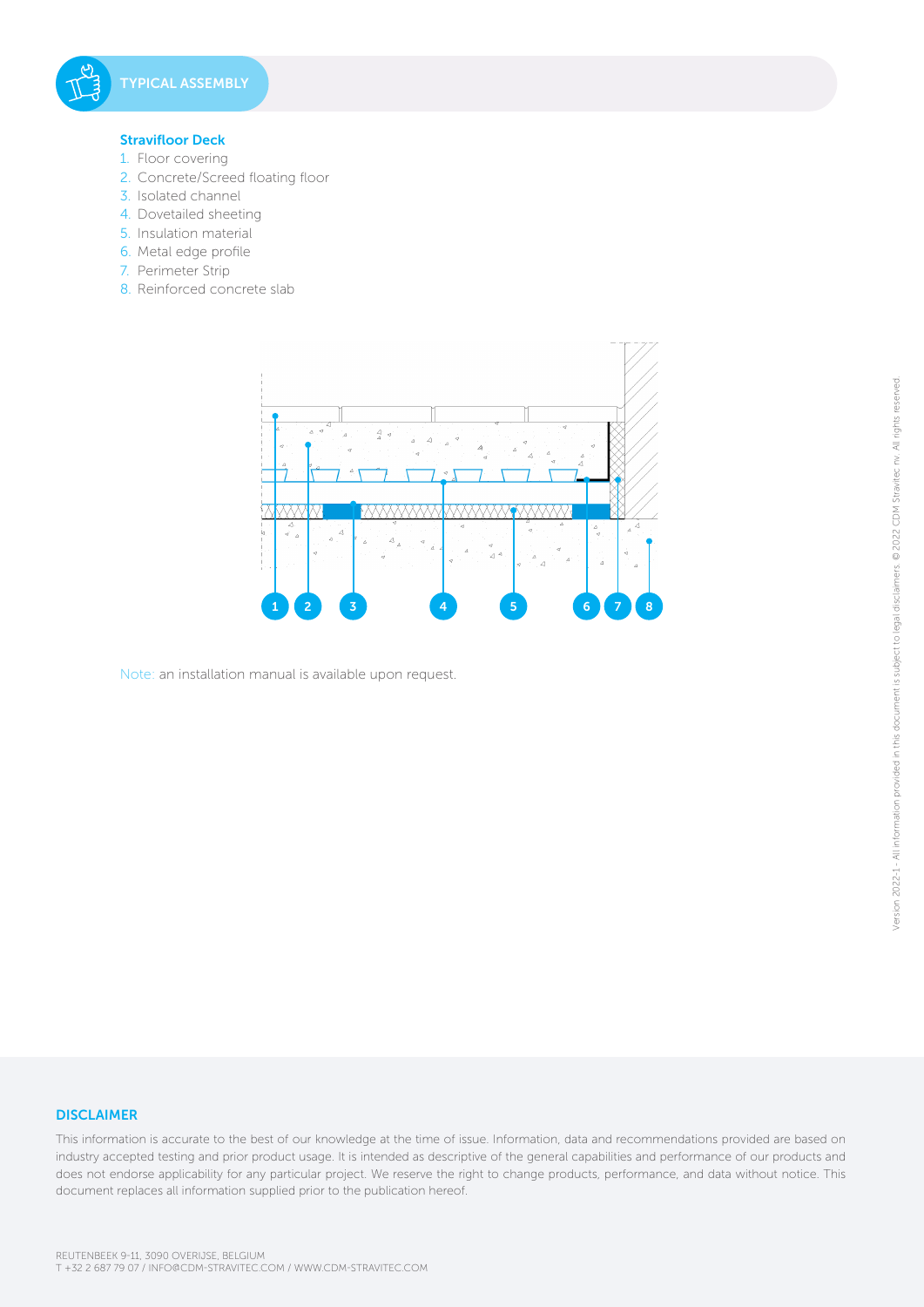## TYPICAL ASSEMBLY

### Stravifloor Deck

1. Floor covering
2. Concrete/Screed floating floor
3. Isolated channel
4. Dovetailed sheeting
5. Insulation material
6. Metal edge profile
7. Perimeter Strip
8. Reinforced concrete slab

1 2 3 4 5 6 7 8

Note: an installation manual is available upon request.

Version 2022-1 - All information provided in this document is subject to legal disclaimers. © 2022 CDM Stravitec nv. All rights reserved.

### DISCLAIMER

This information is accurate to the best of our knowledge at the time of issue. Information, data and recommendations provided are based on industry accepted testing and prior product usage. It is intended as descriptive of the general capabilities and performance of our products and does not endorse applicability for any particular project. We reserve the right to change products, performance, and data without notice. This document replaces all information supplied prior to the publication hereof.

REUTENBEEK 9-11, 3090 OVERIJSE, BELGIUM
T +32 2 687 79 07 / INFO@CDM-STRAVITEC.COM / WWW.CDM-STRAVITEC.COM